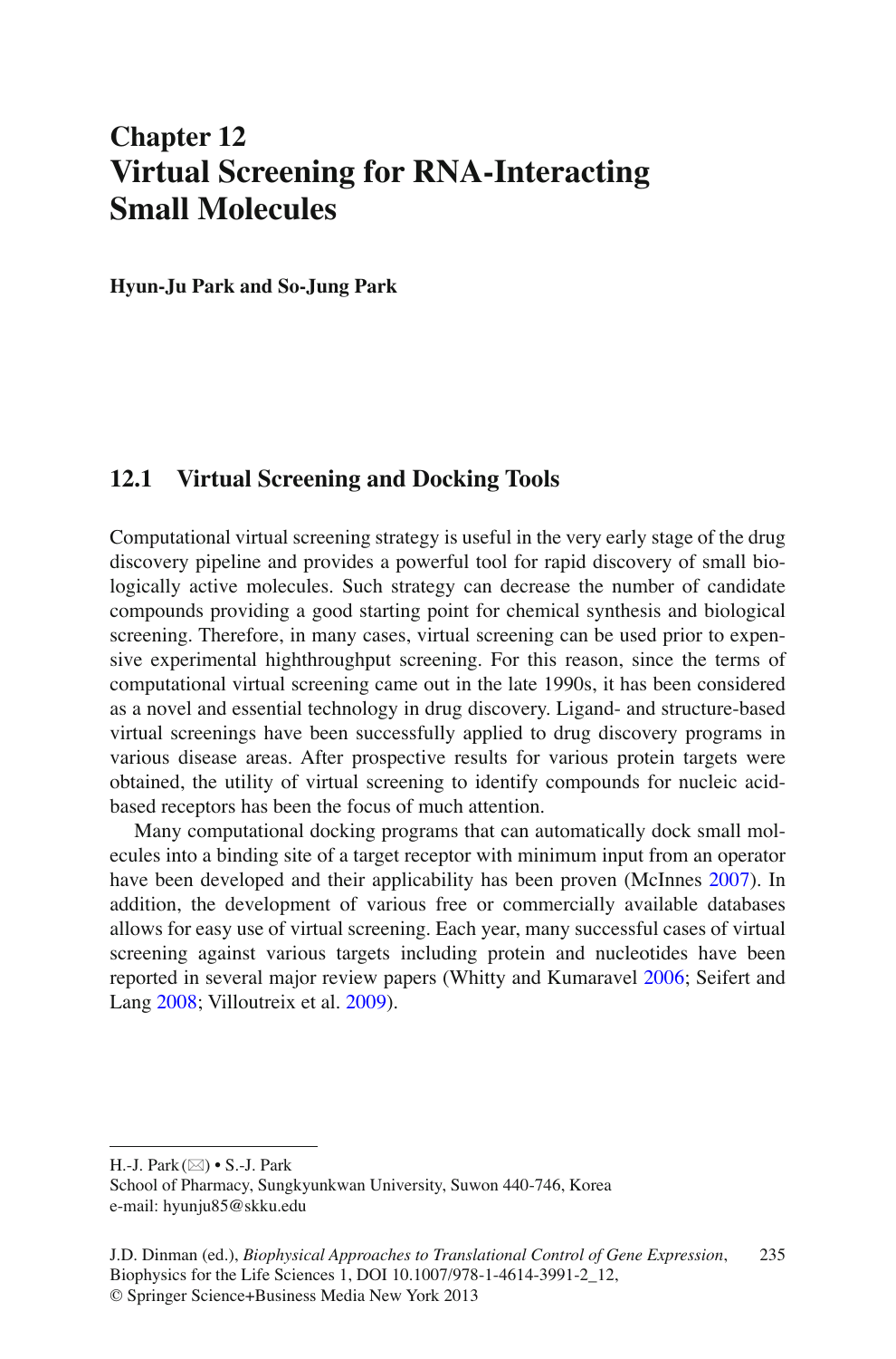# Chapter 12
# Virtual Screening for RNA-Interacting Small Molecules

**Hyun-Ju Park and So-Jung Park**

## 12.1 Virtual Screening and Docking Tools

Computational virtual screening strategy is useful in the very early stage of the drug discovery pipeline and provides a powerful tool for rapid discovery of small biologically active molecules. Such strategy can decrease the number of candidate compounds providing a good starting point for chemical synthesis and biological screening. Therefore, in many cases, virtual screening can be used prior to expensive experimental highthroughput screening. For this reason, since the terms of computational virtual screening came out in the late 1990s, it has been considered as a novel and essential technology in drug discovery. Ligand- and structure-based virtual screenings have been successfully applied to drug discovery programs in various disease areas. After prospective results for various protein targets were obtained, the utility of virtual screening to identify compounds for nucleic acid-based receptors has been the focus of much attention.

Many computational docking programs that can automatically dock small molecules into a binding site of a target receptor with minimum input from an operator have been developed and their applicability has been proven (McInnes 2007). In addition, the development of various free or commercially available databases allows for easy use of virtual screening. Each year, many successful cases of virtual screening against various targets including protein and nucleotides have been reported in several major review papers (Whitty and Kumaravel 2006; Seifert and Lang 2008; Villoutreix et al. 2009).

---

H.-J. Park (✉) • S.-J. Park
School of Pharmacy, Sungkyunkwan University, Suwon 440-746, Korea
e-mail: hyunju85@skku.edu

J.D. Dinman (ed.), *Biophysical Approaches to Translational Control of Gene Expression*, Biophysics for the Life Sciences 1, DOI 10.1007/978-1-4614-3991-2_12,
© Springer Science+Business Media New York 2013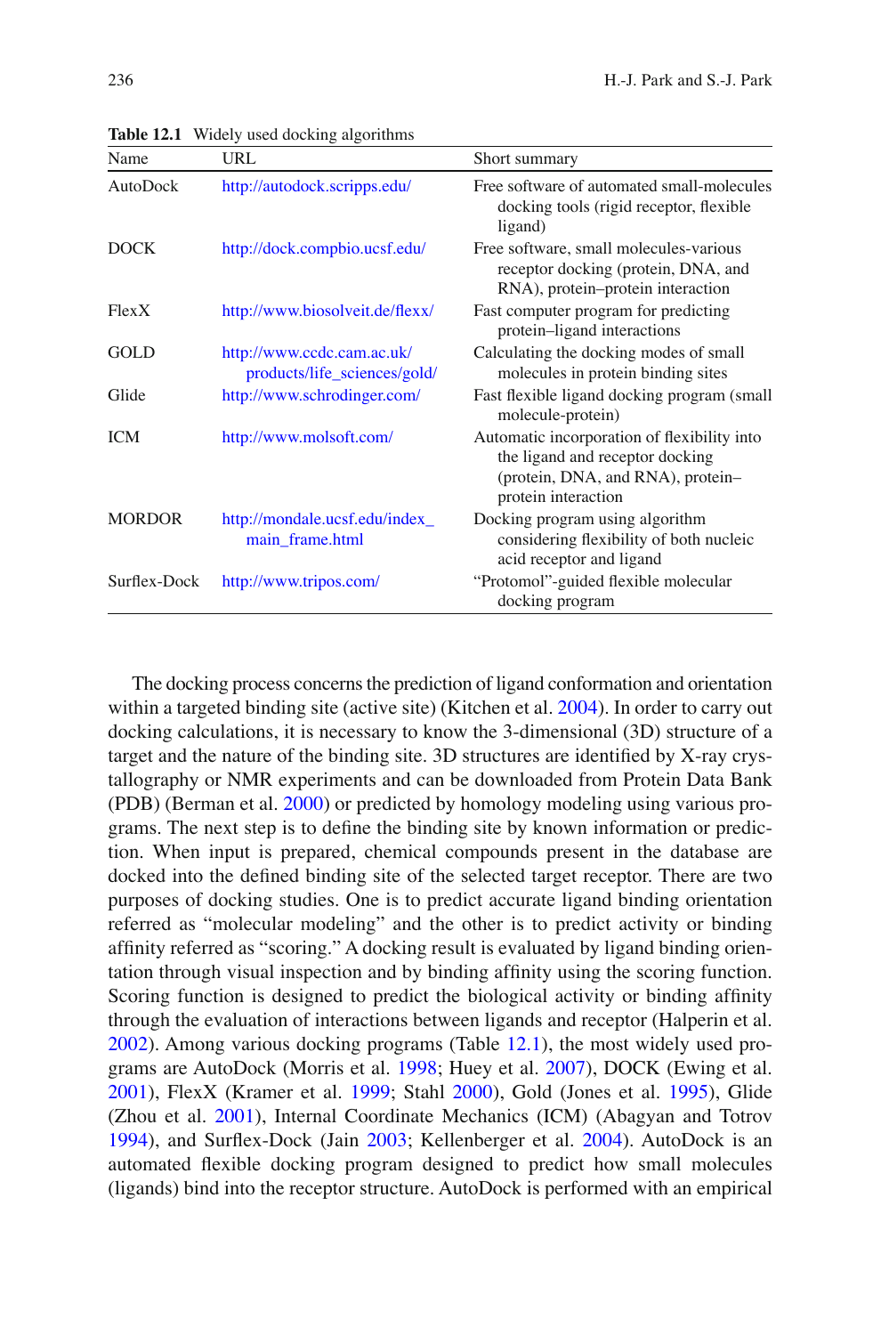**Table 12.1** Widely used docking algorithms

| Name | URL | Short summary |
|---|---|---|
| AutoDock | http://autodock.scripps.edu/ | Free software of automated small-molecules docking tools (rigid receptor, flexible ligand) |
| DOCK | http://dock.compbio.ucsf.edu/ | Free software, small molecules-various receptor docking (protein, DNA, and RNA), protein–protein interaction |
| FlexX | http://www.biosolveit.de/flexx/ | Fast computer program for predicting protein–ligand interactions |
| GOLD | http://www.ccdc.cam.ac.uk/products/life_sciences/gold/ | Calculating the docking modes of small molecules in protein binding sites |
| Glide | http://www.schrodinger.com/ | Fast flexible ligand docking program (small molecule-protein) |
| ICM | http://www.molsoft.com/ | Automatic incorporation of flexibility into the ligand and receptor docking (protein, DNA, and RNA), protein–protein interaction |
| MORDOR | http://mondale.ucsf.edu/index_main_frame.html | Docking program using algorithm considering flexibility of both nucleic acid receptor and ligand |
| Surflex-Dock | http://www.tripos.com/ | "Protomol"-guided flexible molecular docking program |

The docking process concerns the prediction of ligand conformation and orientation within a targeted binding site (active site) (Kitchen et al. 2004). In order to carry out docking calculations, it is necessary to know the 3-dimensional (3D) structure of a target and the nature of the binding site. 3D structures are identified by X-ray crystallography or NMR experiments and can be downloaded from Protein Data Bank (PDB) (Berman et al. 2000) or predicted by homology modeling using various programs. The next step is to define the binding site by known information or prediction. When input is prepared, chemical compounds present in the database are docked into the defined binding site of the selected target receptor. There are two purposes of docking studies. One is to predict accurate ligand binding orientation referred as "molecular modeling" and the other is to predict activity or binding affinity referred as "scoring." A docking result is evaluated by ligand binding orientation through visual inspection and by binding affinity using the scoring function. Scoring function is designed to predict the biological activity or binding affinity through the evaluation of interactions between ligands and receptor (Halperin et al. 2002). Among various docking programs (Table 12.1), the most widely used programs are AutoDock (Morris et al. 1998; Huey et al. 2007), DOCK (Ewing et al. 2001), FlexX (Kramer et al. 1999; Stahl 2000), Gold (Jones et al. 1995), Glide (Zhou et al. 2001), Internal Coordinate Mechanics (ICM) (Abagyan and Totrov 1994), and Surflex-Dock (Jain 2003; Kellenberger et al. 2004). AutoDock is an automated flexible docking program designed to predict how small molecules (ligands) bind into the receptor structure. AutoDock is performed with an empirical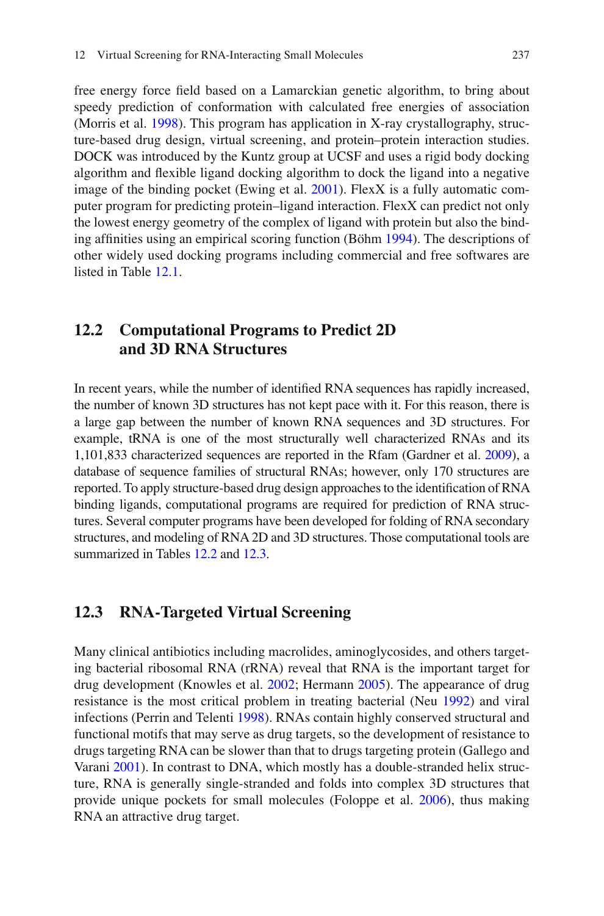free energy force field based on a Lamarckian genetic algorithm, to bring about speedy prediction of conformation with calculated free energies of association (Morris et al. 1998). This program has application in X-ray crystallography, structure-based drug design, virtual screening, and protein–protein interaction studies. DOCK was introduced by the Kuntz group at UCSF and uses a rigid body docking algorithm and flexible ligand docking algorithm to dock the ligand into a negative image of the binding pocket (Ewing et al. 2001). FlexX is a fully automatic computer program for predicting protein–ligand interaction. FlexX can predict not only the lowest energy geometry of the complex of ligand with protein but also the binding affinities using an empirical scoring function (Böhm 1994). The descriptions of other widely used docking programs including commercial and free softwares are listed in Table 12.1.

## 12.2 Computational Programs to Predict 2D and 3D RNA Structures

In recent years, while the number of identified RNA sequences has rapidly increased, the number of known 3D structures has not kept pace with it. For this reason, there is a large gap between the number of known RNA sequences and 3D structures. For example, tRNA is one of the most structurally well characterized RNAs and its 1,101,833 characterized sequences are reported in the Rfam (Gardner et al. 2009), a database of sequence families of structural RNAs; however, only 170 structures are reported. To apply structure-based drug design approaches to the identification of RNA binding ligands, computational programs are required for prediction of RNA structures. Several computer programs have been developed for folding of RNA secondary structures, and modeling of RNA 2D and 3D structures. Those computational tools are summarized in Tables 12.2 and 12.3.

## 12.3 RNA-Targeted Virtual Screening

Many clinical antibiotics including macrolides, aminoglycosides, and others targeting bacterial ribosomal RNA (rRNA) reveal that RNA is the important target for drug development (Knowles et al. 2002; Hermann 2005). The appearance of drug resistance is the most critical problem in treating bacterial (Neu 1992) and viral infections (Perrin and Telenti 1998). RNAs contain highly conserved structural and functional motifs that may serve as drug targets, so the development of resistance to drugs targeting RNA can be slower than that to drugs targeting protein (Gallego and Varani 2001). In contrast to DNA, which mostly has a double-stranded helix structure, RNA is generally single-stranded and folds into complex 3D structures that provide unique pockets for small molecules (Foloppe et al. 2006), thus making RNA an attractive drug target.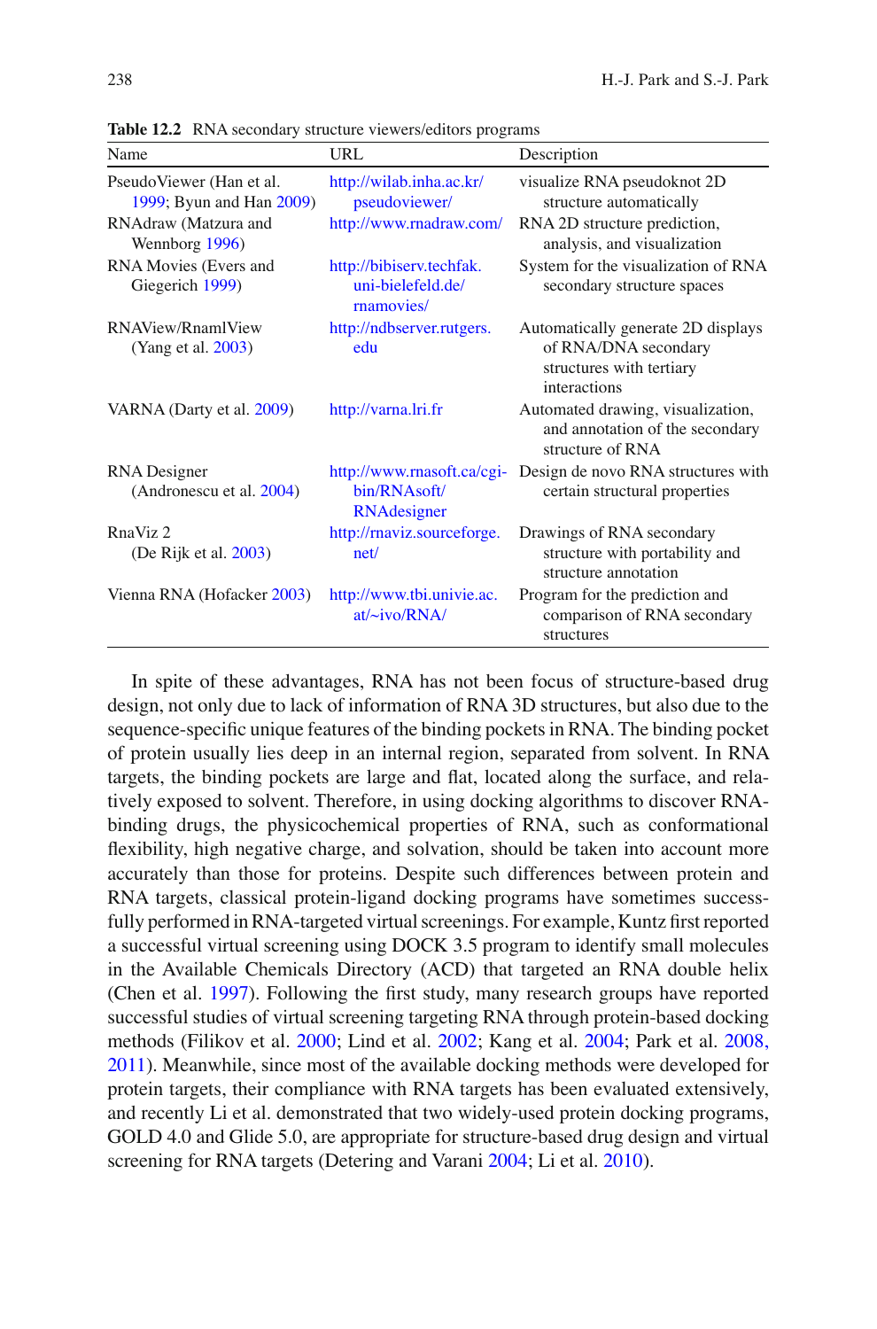**Table 12.2** RNA secondary structure viewers/editors programs

| Name | URL | Description |
|---|---|---|
| PseudoViewer (Han et al. 1999; Byun and Han 2009) | http://wilab.inha.ac.kr/pseudoviewer/ | visualize RNA pseudoknot 2D structure automatically |
| RNAdraw (Matzura and Wennborg 1996) | http://www.rnadraw.com/ | RNA 2D structure prediction, analysis, and visualization |
| RNA Movies (Evers and Giegerich 1999) | http://bibiserv.techfak.uni-bielefeld.de/rnamovies/ | System for the visualization of RNA secondary structure spaces |
| RNAView/RnamlView (Yang et al. 2003) | http://ndbserver.rutgers.edu | Automatically generate 2D displays of RNA/DNA secondary structures with tertiary interactions |
| VARNA (Darty et al. 2009) | http://varna.lri.fr | Automated drawing, visualization, and annotation of the secondary structure of RNA |
| RNA Designer (Andronescu et al. 2004) | http://www.rnasoft.ca/cgi-bin/RNAsoft/RNAdesigner | Design de novo RNA structures with certain structural properties |
| RnaViz 2 (De Rijk et al. 2003) | http://rnaviz.sourceforge.net/ | Drawings of RNA secondary structure with portability and structure annotation |
| Vienna RNA (Hofacker 2003) | http://www.tbi.univie.ac.at/~ivo/RNA/ | Program for the prediction and comparison of RNA secondary structures |

In spite of these advantages, RNA has not been focus of structure-based drug design, not only due to lack of information of RNA 3D structures, but also due to the sequence-specific unique features of the binding pockets in RNA. The binding pocket of protein usually lies deep in an internal region, separated from solvent. In RNA targets, the binding pockets are large and flat, located along the surface, and relatively exposed to solvent. Therefore, in using docking algorithms to discover RNA-binding drugs, the physicochemical properties of RNA, such as conformational flexibility, high negative charge, and solvation, should be taken into account more accurately than those for proteins. Despite such differences between protein and RNA targets, classical protein-ligand docking programs have sometimes successfully performed in RNA-targeted virtual screenings. For example, Kuntz first reported a successful virtual screening using DOCK 3.5 program to identify small molecules in the Available Chemicals Directory (ACD) that targeted an RNA double helix (Chen et al. 1997). Following the first study, many research groups have reported successful studies of virtual screening targeting RNA through protein-based docking methods (Filikov et al. 2000; Lind et al. 2002; Kang et al. 2004; Park et al. 2008, 2011). Meanwhile, since most of the available docking methods were developed for protein targets, their compliance with RNA targets has been evaluated extensively, and recently Li et al. demonstrated that two widely-used protein docking programs, GOLD 4.0 and Glide 5.0, are appropriate for structure-based drug design and virtual screening for RNA targets (Detering and Varani 2004; Li et al. 2010).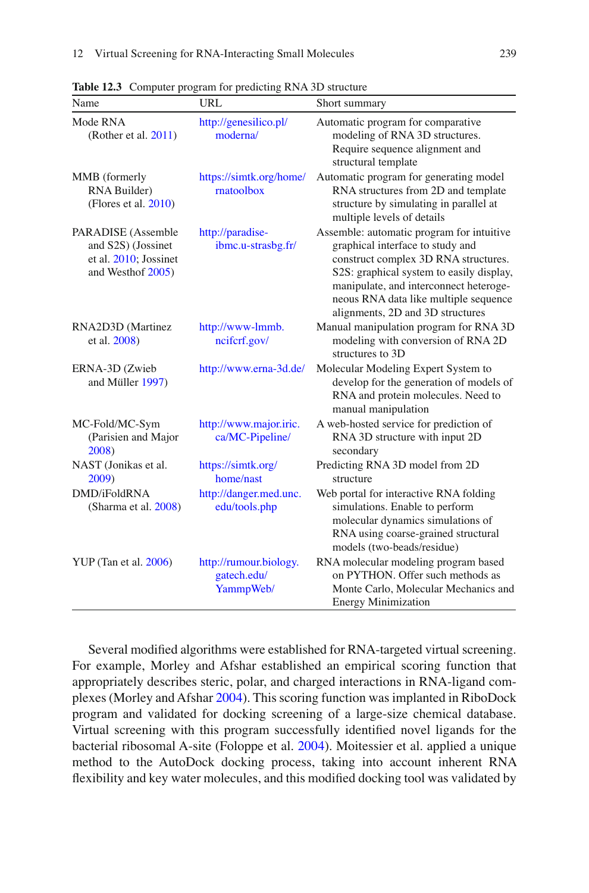**Table 12.3** Computer program for predicting RNA 3D structure

| Name | URL | Short summary |
|---|---|---|
| Mode RNA (Rother et al. 2011) | http://genesilico.pl/moderna/ | Automatic program for comparative modeling of RNA 3D structures. Require sequence alignment and structural template |
| MMB (formerly RNA Builder) (Flores et al. 2010) | https://simtk.org/home/rnatoolbox | Automatic program for generating model RNA structures from 2D and template structure by simulating in parallel at multiple levels of details |
| PARADISE (Assemble and S2S) (Jossinet et al. 2010; Jossinet and Westhof 2005) | http://paradise-ibmc.u-strasbg.fr/ | Assemble: automatic program for intuitive graphical interface to study and construct complex 3D RNA structures. S2S: graphical system to easily display, manipulate, and interconnect heterogeneous RNA data like multiple sequence alignments, 2D and 3D structures |
| RNA2D3D (Martinez et al. 2008) | http://www-lmmb.ncifcrf.gov/ | Manual manipulation program for RNA 3D modeling with conversion of RNA 2D structures to 3D |
| ERNA-3D (Zwieb and Müller 1997) | http://www.erna-3d.de/ | Molecular Modeling Expert System to develop for the generation of models of RNA and protein molecules. Need to manual manipulation |
| MC-Fold/MC-Sym (Parisien and Major 2008) | http://www.major.iric.ca/MC-Pipeline/ | A web-hosted service for prediction of RNA 3D structure with input 2D secondary |
| NAST (Jonikas et al. 2009) | https://simtk.org/home/nast | Predicting RNA 3D model from 2D structure |
| DMD/iFoldRNA (Sharma et al. 2008) | http://danger.med.unc.edu/tools.php | Web portal for interactive RNA folding simulations. Enable to perform molecular dynamics simulations of RNA using coarse-grained structural models (two-beads/residue) |
| YUP (Tan et al. 2006) | http://rumour.biology.gatech.edu/YammpWeb/ | RNA molecular modeling program based on PYTHON. Offer such methods as Monte Carlo, Molecular Mechanics and Energy Minimization |

Several modified algorithms were established for RNA-targeted virtual screening. For example, Morley and Afshar established an empirical scoring function that appropriately describes steric, polar, and charged interactions in RNA-ligand complexes (Morley and Afshar 2004). This scoring function was implanted in RiboDock program and validated for docking screening of a large-size chemical database. Virtual screening with this program successfully identified novel ligands for the bacterial ribosomal A-site (Foloppe et al. 2004). Moitessier et al. applied a unique method to the AutoDock docking process, taking into account inherent RNA flexibility and key water molecules, and this modified docking tool was validated by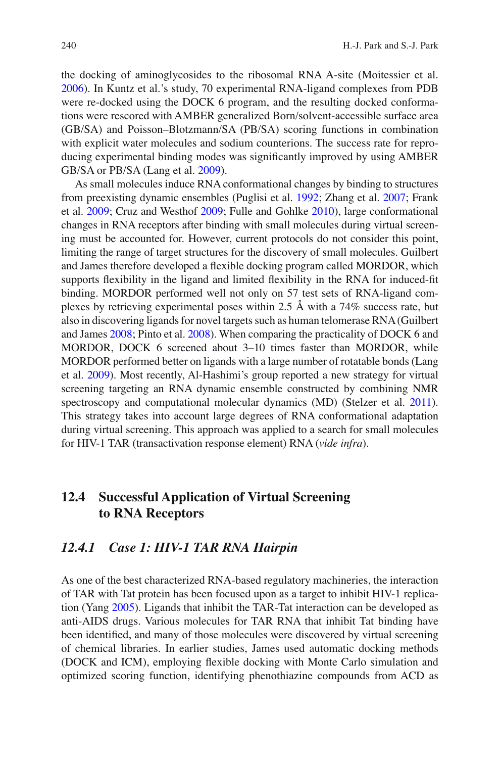the docking of aminoglycosides to the ribosomal RNA A-site (Moitessier et al. 2006). In Kuntz et al.'s study, 70 experimental RNA-ligand complexes from PDB were re-docked using the DOCK 6 program, and the resulting docked conformations were rescored with AMBER generalized Born/solvent-accessible surface area (GB/SA) and Poisson–Blotzmann/SA (PB/SA) scoring functions in combination with explicit water molecules and sodium counterions. The success rate for reproducing experimental binding modes was significantly improved by using AMBER GB/SA or PB/SA (Lang et al. 2009).

As small molecules induce RNA conformational changes by binding to structures from preexisting dynamic ensembles (Puglisi et al. 1992; Zhang et al. 2007; Frank et al. 2009; Cruz and Westhof 2009; Fulle and Gohlke 2010), large conformational changes in RNA receptors after binding with small molecules during virtual screening must be accounted for. However, current protocols do not consider this point, limiting the range of target structures for the discovery of small molecules. Guilbert and James therefore developed a flexible docking program called MORDOR, which supports flexibility in the ligand and limited flexibility in the RNA for induced-fit binding. MORDOR performed well not only on 57 test sets of RNA-ligand complexes by retrieving experimental poses within 2.5 Å with a 74% success rate, but also in discovering ligands for novel targets such as human telomerase RNA (Guilbert and James 2008; Pinto et al. 2008). When comparing the practicality of DOCK 6 and MORDOR, DOCK 6 screened about 3–10 times faster than MORDOR, while MORDOR performed better on ligands with a large number of rotatable bonds (Lang et al. 2009). Most recently, Al-Hashimi's group reported a new strategy for virtual screening targeting an RNA dynamic ensemble constructed by combining NMR spectroscopy and computational molecular dynamics (MD) (Stelzer et al. 2011). This strategy takes into account large degrees of RNA conformational adaptation during virtual screening. This approach was applied to a search for small molecules for HIV-1 TAR (transactivation response element) RNA (*vide infra*).

## 12.4 Successful Application of Virtual Screening to RNA Receptors

### *12.4.1 Case 1: HIV-1 TAR RNA Hairpin*

As one of the best characterized RNA-based regulatory machineries, the interaction of TAR with Tat protein has been focused upon as a target to inhibit HIV-1 replication (Yang 2005). Ligands that inhibit the TAR-Tat interaction can be developed as anti-AIDS drugs. Various molecules for TAR RNA that inhibit Tat binding have been identified, and many of those molecules were discovered by virtual screening of chemical libraries. In earlier studies, James used automatic docking methods (DOCK and ICM), employing flexible docking with Monte Carlo simulation and optimized scoring function, identifying phenothiazine compounds from ACD as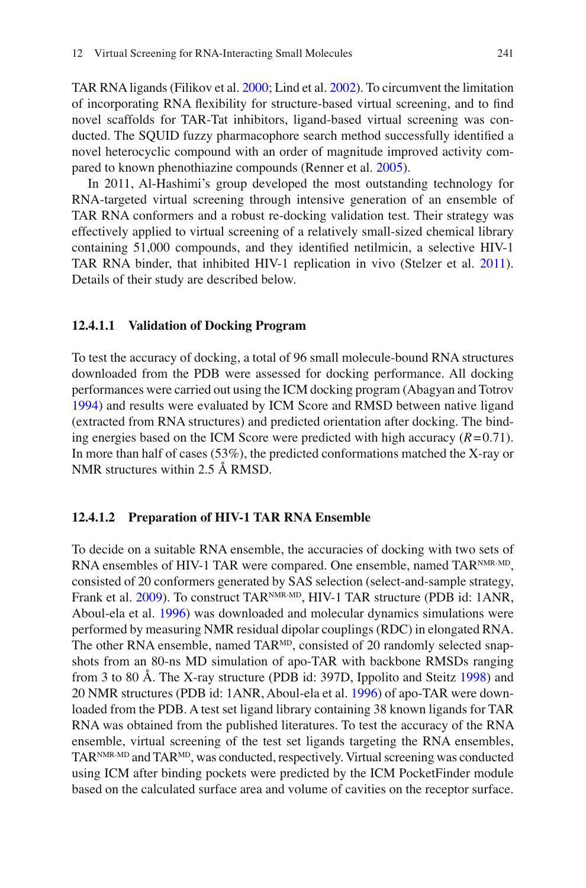TAR RNA ligands (Filikov et al. 2000; Lind et al. 2002). To circumvent the limitation of incorporating RNA flexibility for structure-based virtual screening, and to find novel scaffolds for TAR-Tat inhibitors, ligand-based virtual screening was conducted. The SQUID fuzzy pharmacophore search method successfully identified a novel heterocyclic compound with an order of magnitude improved activity compared to known phenothiazine compounds (Renner et al. 2005).

In 2011, Al-Hashimi's group developed the most outstanding technology for RNA-targeted virtual screening through intensive generation of an ensemble of TAR RNA conformers and a robust re-docking validation test. Their strategy was effectively applied to virtual screening of a relatively small-sized chemical library containing 51,000 compounds, and they identified netilmicin, a selective HIV-1 TAR RNA binder, that inhibited HIV-1 replication in vivo (Stelzer et al. 2011). Details of their study are described below.

#### 12.4.1.1 Validation of Docking Program

To test the accuracy of docking, a total of 96 small molecule-bound RNA structures downloaded from the PDB were assessed for docking performance. All docking performances were carried out using the ICM docking program (Abagyan and Totrov 1994) and results were evaluated by ICM Score and RMSD between native ligand (extracted from RNA structures) and predicted orientation after docking. The binding energies based on the ICM Score were predicted with high accuracy ($R = 0.71$). In more than half of cases (53%), the predicted conformations matched the X-ray or NMR structures within 2.5 Å RMSD.

#### 12.4.1.2 Preparation of HIV-1 TAR RNA Ensemble

To decide on a suitable RNA ensemble, the accuracies of docking with two sets of RNA ensembles of HIV-1 TAR were compared. One ensemble, named $TAR^{NMR\text{-}MD}$, consisted of 20 conformers generated by SAS selection (select-and-sample strategy, Frank et al. 2009). To construct $TAR^{NMR\text{-}MD}$, HIV-1 TAR structure (PDB id: 1ANR, Aboul-ela et al. 1996) was downloaded and molecular dynamics simulations were performed by measuring NMR residual dipolar couplings (RDC) in elongated RNA. The other RNA ensemble, named $TAR^{MD}$, consisted of 20 randomly selected snapshots from an 80-ns MD simulation of apo-TAR with backbone RMSDs ranging from 3 to 80 Å. The X-ray structure (PDB id: 397D, Ippolito and Steitz 1998) and 20 NMR structures (PDB id: 1ANR, Aboul-ela et al. 1996) of apo-TAR were downloaded from the PDB. A test set ligand library containing 38 known ligands for TAR RNA was obtained from the published literatures. To test the accuracy of the RNA ensemble, virtual screening of the test set ligands targeting the RNA ensembles, $TAR^{NMR\text{-}MD}$ and $TAR^{MD}$, was conducted, respectively. Virtual screening was conducted using ICM after binding pockets were predicted by the ICM PocketFinder module based on the calculated surface area and volume of cavities on the receptor surface.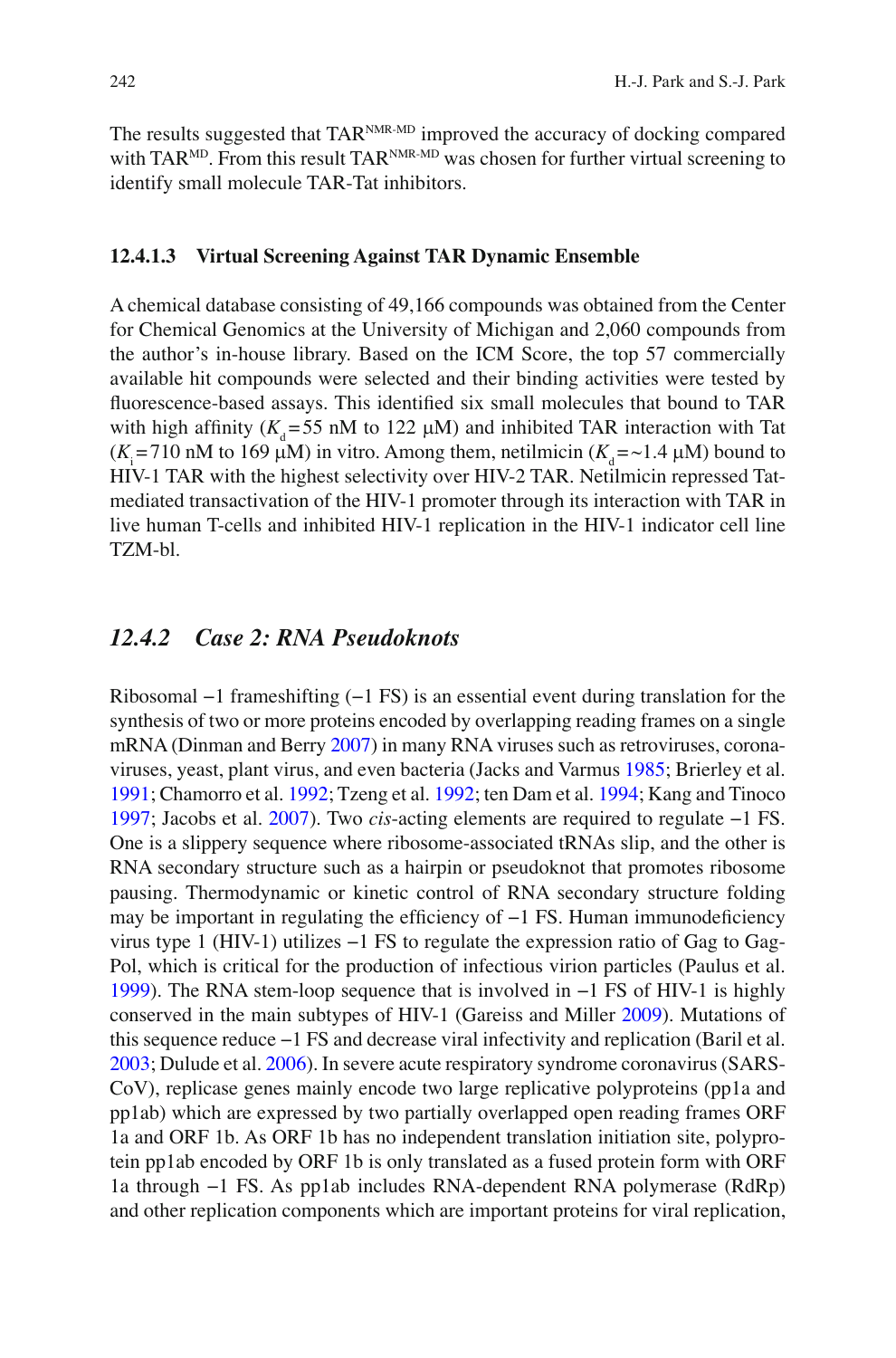The results suggested that TAR$^{NMR\text{-}MD}$ improved the accuracy of docking compared with TAR$^{MD}$. From this result TAR$^{NMR\text{-}MD}$ was chosen for further virtual screening to identify small molecule TAR-Tat inhibitors.

#### 12.4.1.3 Virtual Screening Against TAR Dynamic Ensemble

A chemical database consisting of 49,166 compounds was obtained from the Center for Chemical Genomics at the University of Michigan and 2,060 compounds from the author's in-house library. Based on the ICM Score, the top 57 commercially available hit compounds were selected and their binding activities were tested by fluorescence-based assays. This identified six small molecules that bound to TAR with high affinity ($K_d = 55$ nM to 122 μM) and inhibited TAR interaction with Tat ($K_i = 710$ nM to 169 μM) in vitro. Among them, netilmicin ($K_d = \sim 1.4$ μM) bound to HIV-1 TAR with the highest selectivity over HIV-2 TAR. Netilmicin repressed Tat-mediated transactivation of the HIV-1 promoter through its interaction with TAR in live human T-cells and inhibited HIV-1 replication in the HIV-1 indicator cell line TZM-bl.

### 12.4.2 *Case 2: RNA Pseudoknots*

Ribosomal −1 frameshifting (−1 FS) is an essential event during translation for the synthesis of two or more proteins encoded by overlapping reading frames on a single mRNA (Dinman and Berry 2007) in many RNA viruses such as retroviruses, coronaviruses, yeast, plant virus, and even bacteria (Jacks and Varmus 1985; Brierley et al. 1991; Chamorro et al. 1992; Tzeng et al. 1992; ten Dam et al. 1994; Kang and Tinoco 1997; Jacobs et al. 2007). Two *cis*-acting elements are required to regulate −1 FS. One is a slippery sequence where ribosome-associated tRNAs slip, and the other is RNA secondary structure such as a hairpin or pseudoknot that promotes ribosome pausing. Thermodynamic or kinetic control of RNA secondary structure folding may be important in regulating the efficiency of −1 FS. Human immunodeficiency virus type 1 (HIV-1) utilizes −1 FS to regulate the expression ratio of Gag to Gag-Pol, which is critical for the production of infectious virion particles (Paulus et al. 1999). The RNA stem-loop sequence that is involved in −1 FS of HIV-1 is highly conserved in the main subtypes of HIV-1 (Gareiss and Miller 2009). Mutations of this sequence reduce −1 FS and decrease viral infectivity and replication (Baril et al. 2003; Dulude et al. 2006). In severe acute respiratory syndrome coronavirus (SARS-CoV), replicase genes mainly encode two large replicative polyproteins (pp1a and pp1ab) which are expressed by two partially overlapped open reading frames ORF 1a and ORF 1b. As ORF 1b has no independent translation initiation site, polyprotein pp1ab encoded by ORF 1b is only translated as a fused protein form with ORF 1a through −1 FS. As pp1ab includes RNA-dependent RNA polymerase (RdRp) and other replication components which are important proteins for viral replication,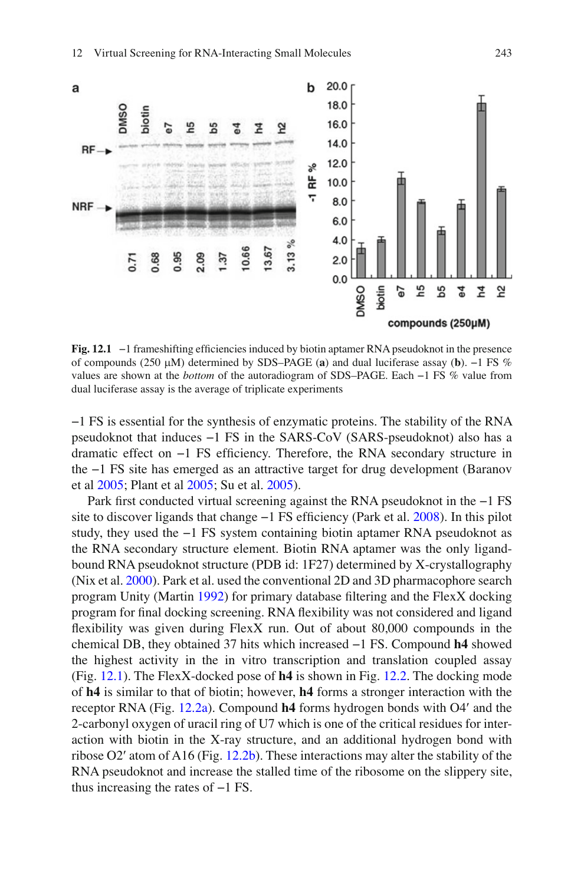**Fig. 12.1** −1 frameshifting efficiencies induced by biotin aptamer RNA pseudoknot in the presence of compounds (250 μM) determined by SDS–PAGE (**a**) and dual luciferase assay (**b**). −1 FS % values are shown at the *bottom* of the autoradiogram of SDS–PAGE. Each −1 FS % value from dual luciferase assay is the average of triplicate experiments

−1 FS is essential for the synthesis of enzymatic proteins. The stability of the RNA pseudoknot that induces −1 FS in the SARS-CoV (SARS-pseudoknot) also has a dramatic effect on −1 FS efficiency. Therefore, the RNA secondary structure in the −1 FS site has emerged as an attractive target for drug development (Baranov et al 2005; Plant et al 2005; Su et al. 2005).

Park first conducted virtual screening against the RNA pseudoknot in the −1 FS site to discover ligands that change −1 FS efficiency (Park et al. 2008). In this pilot study, they used the −1 FS system containing biotin aptamer RNA pseudoknot as the RNA secondary structure element. Biotin RNA aptamer was the only ligand-bound RNA pseudoknot structure (PDB id: 1F27) determined by X-crystallography (Nix et al. 2000). Park et al. used the conventional 2D and 3D pharmacophore search program Unity (Martin 1992) for primary database filtering and the FlexX docking program for final docking screening. RNA flexibility was not considered and ligand flexibility was given during FlexX run. Out of about 80,000 compounds in the chemical DB, they obtained 37 hits which increased −1 FS. Compound **h4** showed the highest activity in the in vitro transcription and translation coupled assay (Fig. 12.1). The FlexX-docked pose of **h4** is shown in Fig. 12.2. The docking mode of **h4** is similar to that of biotin; however, **h4** forms a stronger interaction with the receptor RNA (Fig. 12.2a). Compound **h4** forms hydrogen bonds with O4′ and the 2-carbonyl oxygen of uracil ring of U7 which is one of the critical residues for interaction with biotin in the X-ray structure, and an additional hydrogen bond with ribose O2′ atom of A16 (Fig. 12.2b). These interactions may alter the stability of the RNA pseudoknot and increase the stalled time of the ribosome on the slippery site, thus increasing the rates of −1 FS.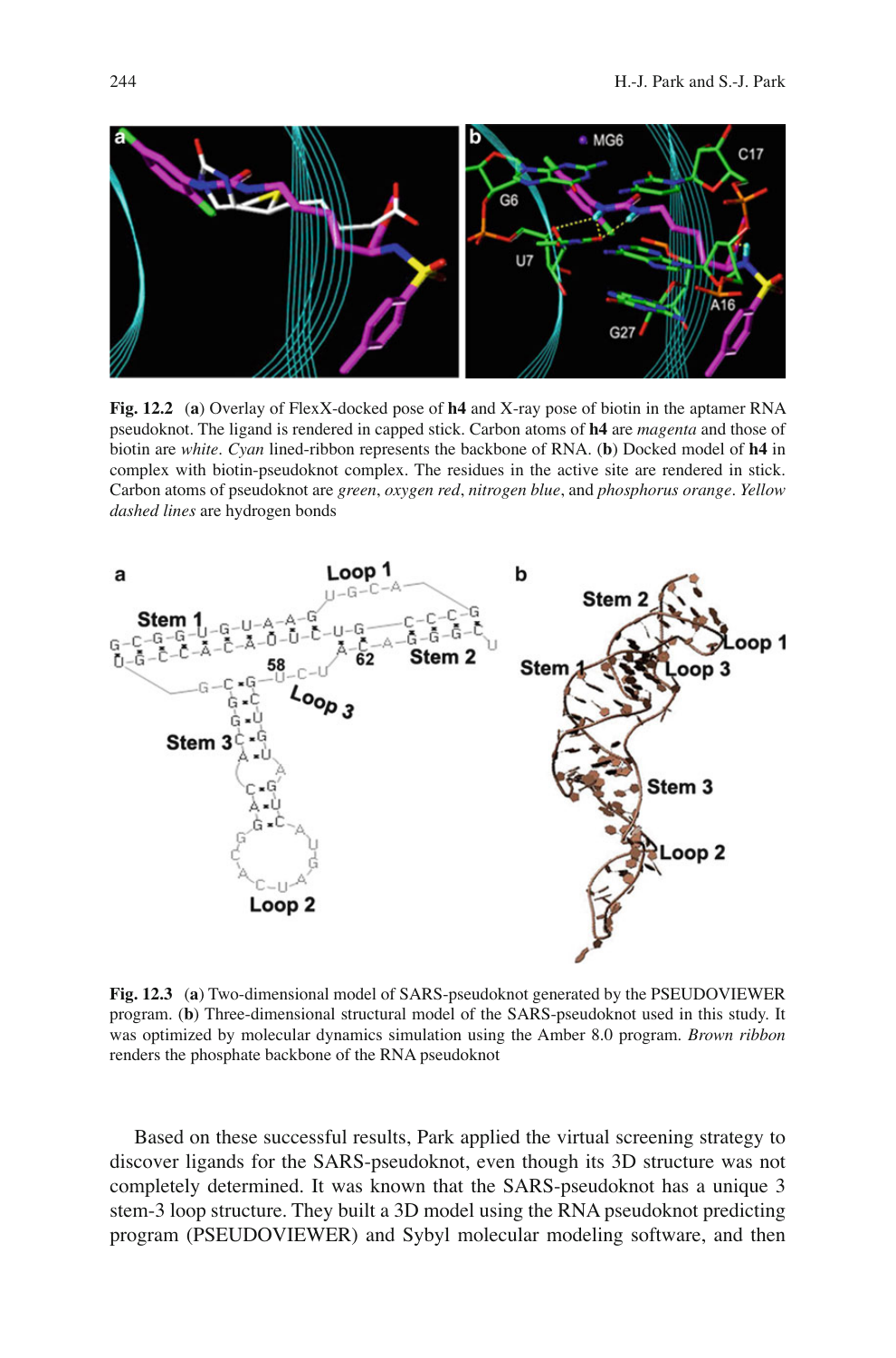**Fig. 12.2** (**a**) Overlay of FlexX-docked pose of **h4** and X-ray pose of biotin in the aptamer RNA pseudoknot. The ligand is rendered in capped stick. Carbon atoms of **h4** are *magenta* and those of biotin are *white*. *Cyan* lined-ribbon represents the backbone of RNA. (**b**) Docked model of **h4** in complex with biotin-pseudoknot complex. The residues in the active site are rendered in stick. Carbon atoms of pseudoknot are *green*, *oxygen red*, *nitrogen blue*, and *phosphorus orange*. *Yellow dashed lines* are hydrogen bonds

**Fig. 12.3** (**a**) Two-dimensional model of SARS-pseudoknot generated by the PSEUDOVIEWER program. (**b**) Three-dimensional structural model of the SARS-pseudoknot used in this study. It was optimized by molecular dynamics simulation using the Amber 8.0 program. *Brown ribbon* renders the phosphate backbone of the RNA pseudoknot

Based on these successful results, Park applied the virtual screening strategy to discover ligands for the SARS-pseudoknot, even though its 3D structure was not completely determined. It was known that the SARS-pseudoknot has a unique 3 stem-3 loop structure. They built a 3D model using the RNA pseudoknot predicting program (PSEUDOVIEWER) and Sybyl molecular modeling software, and then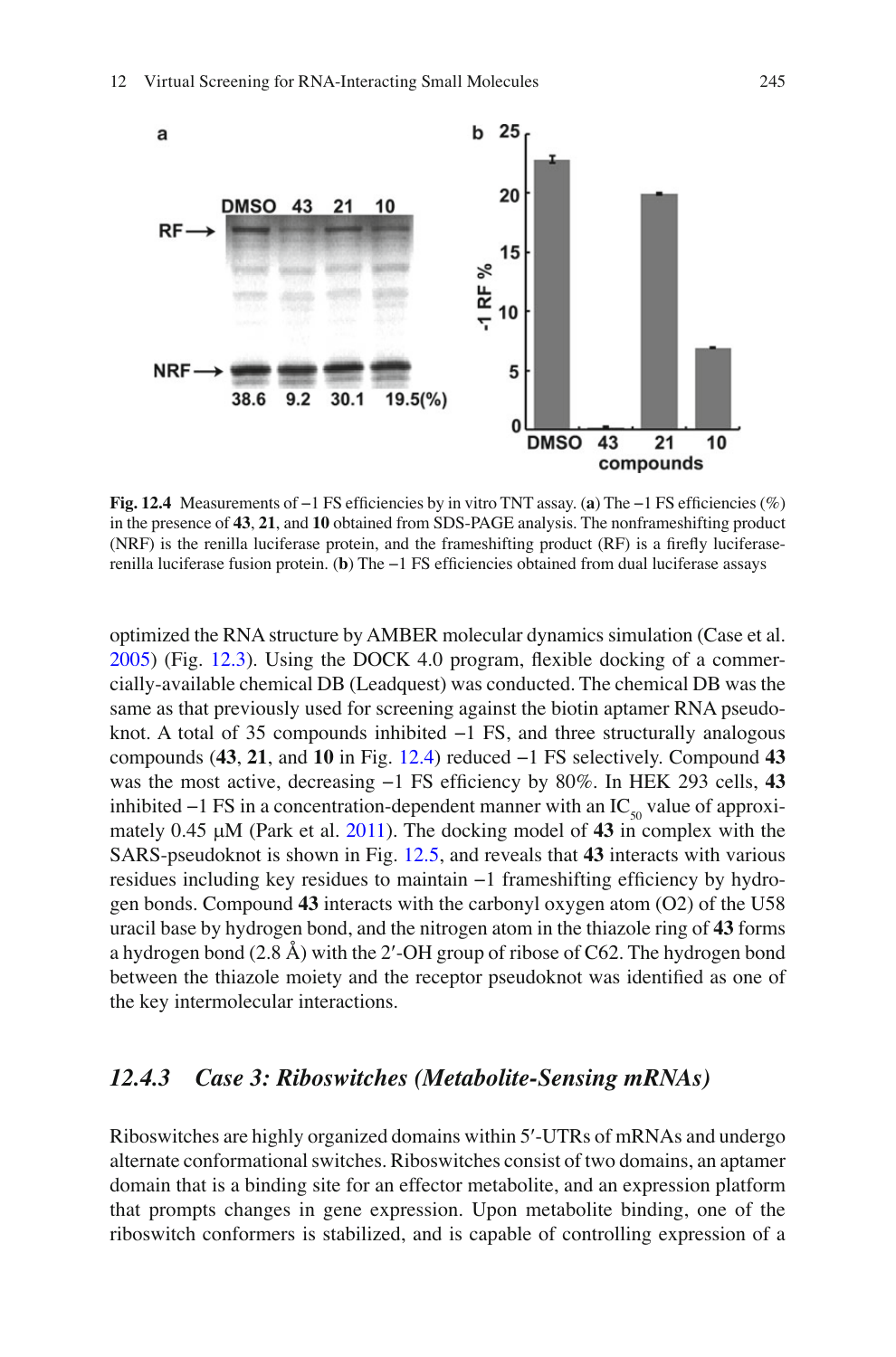Fig. 12.4 Measurements of −1 FS efficiencies by in vitro TNT assay. (**a**) The −1 FS efficiencies (%) in the presence of **43**, **21**, and **10** obtained from SDS-PAGE analysis. The nonframeshifting product (NRF) is the renilla luciferase protein, and the frameshifting product (RF) is a firefly luciferase-renilla luciferase fusion protein. (**b**) The −1 FS efficiencies obtained from dual luciferase assays

optimized the RNA structure by AMBER molecular dynamics simulation (Case et al. 2005) (Fig. 12.3). Using the DOCK 4.0 program, flexible docking of a commercially-available chemical DB (Leadquest) was conducted. The chemical DB was the same as that previously used for screening against the biotin aptamer RNA pseudoknot. A total of 35 compounds inhibited −1 FS, and three structurally analogous compounds (**43**, **21**, and **10** in Fig. 12.4) reduced −1 FS selectively. Compound **43** was the most active, decreasing −1 FS efficiency by 80%. In HEK 293 cells, **43** inhibited −1 FS in a concentration-dependent manner with an $IC_{50}$ value of approximately 0.45 μM (Park et al. 2011). The docking model of **43** in complex with the SARS-pseudoknot is shown in Fig. 12.5, and reveals that **43** interacts with various residues including key residues to maintain −1 frameshifting efficiency by hydrogen bonds. Compound **43** interacts with the carbonyl oxygen atom (O2) of the U58 uracil base by hydrogen bond, and the nitrogen atom in the thiazole ring of **43** forms a hydrogen bond (2.8 Å) with the 2′-OH group of ribose of C62. The hydrogen bond between the thiazole moiety and the receptor pseudoknot was identified as one of the key intermolecular interactions.

### *12.4.3 Case 3: Riboswitches (Metabolite-Sensing mRNAs)*

Riboswitches are highly organized domains within 5′-UTRs of mRNAs and undergo alternate conformational switches. Riboswitches consist of two domains, an aptamer domain that is a binding site for an effector metabolite, and an expression platform that prompts changes in gene expression. Upon metabolite binding, one of the riboswitch conformers is stabilized, and is capable of controlling expression of a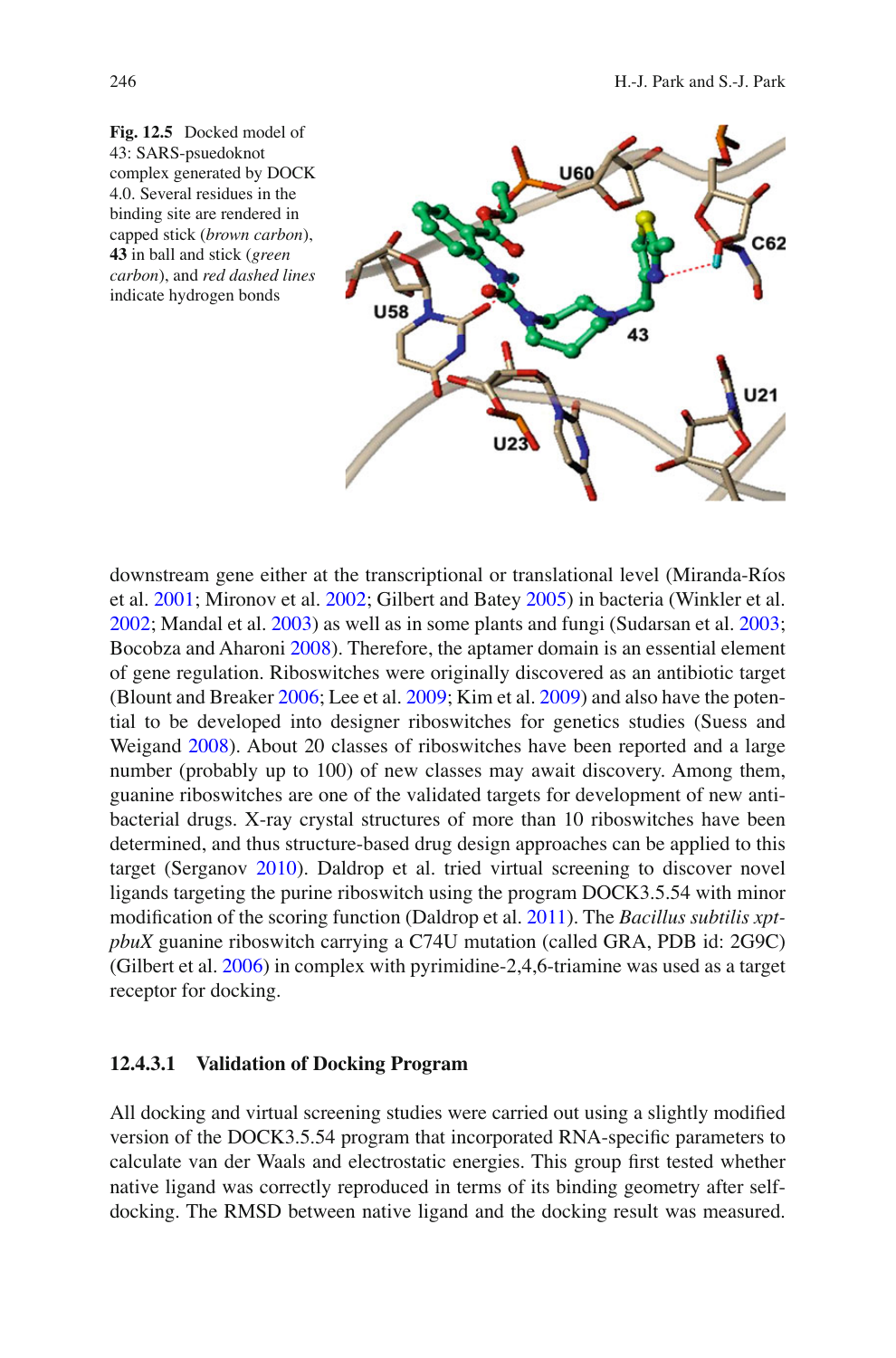**Fig. 12.5** Docked model of 43: SARS-psuedoknot complex generated by DOCK 4.0. Several residues in the binding site are rendered in capped stick (*brown carbon*), **43** in ball and stick (*green carbon*), and *red dashed lines* indicate hydrogen bonds

downstream gene either at the transcriptional or translational level (Miranda-Ríos et al. 2001; Mironov et al. 2002; Gilbert and Batey 2005) in bacteria (Winkler et al. 2002; Mandal et al. 2003) as well as in some plants and fungi (Sudarsan et al. 2003; Bocobza and Aharoni 2008). Therefore, the aptamer domain is an essential element of gene regulation. Riboswitches were originally discovered as an antibiotic target (Blount and Breaker 2006; Lee et al. 2009; Kim et al. 2009) and also have the potential to be developed into designer riboswitches for genetics studies (Suess and Weigand 2008). About 20 classes of riboswitches have been reported and a large number (probably up to 100) of new classes may await discovery. Among them, guanine riboswitches are one of the validated targets for development of new antibacterial drugs. X-ray crystal structures of more than 10 riboswitches have been determined, and thus structure-based drug design approaches can be applied to this target (Serganov 2010). Daldrop et al. tried virtual screening to discover novel ligands targeting the purine riboswitch using the program DOCK3.5.54 with minor modification of the scoring function (Daldrop et al. 2011). The *Bacillus subtilis xpt-pbuX* guanine riboswitch carrying a C74U mutation (called GRA, PDB id: 2G9C) (Gilbert et al. 2006) in complex with pyrimidine-2,4,6-triamine was used as a target receptor for docking.

#### 12.4.3.1 Validation of Docking Program

All docking and virtual screening studies were carried out using a slightly modified version of the DOCK3.5.54 program that incorporated RNA-specific parameters to calculate van der Waals and electrostatic energies. This group first tested whether native ligand was correctly reproduced in terms of its binding geometry after self-docking. The RMSD between native ligand and the docking result was measured.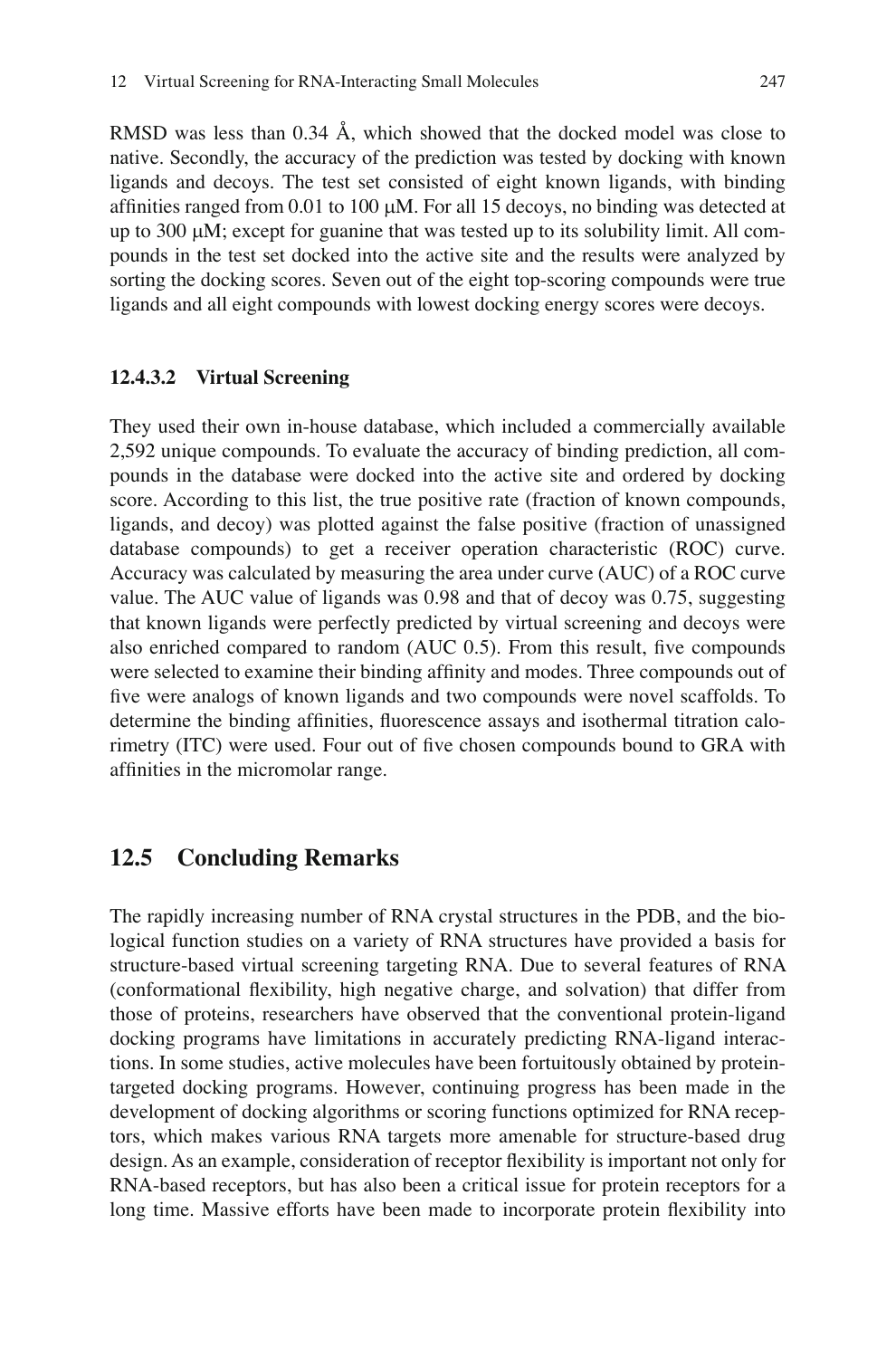RMSD was less than 0.34 Å, which showed that the docked model was close to native. Secondly, the accuracy of the prediction was tested by docking with known ligands and decoys. The test set consisted of eight known ligands, with binding affinities ranged from 0.01 to 100 μM. For all 15 decoys, no binding was detected at up to 300 μM; except for guanine that was tested up to its solubility limit. All compounds in the test set docked into the active site and the results were analyzed by sorting the docking scores. Seven out of the eight top-scoring compounds were true ligands and all eight compounds with lowest docking energy scores were decoys.

#### 12.4.3.2 Virtual Screening

They used their own in-house database, which included a commercially available 2,592 unique compounds. To evaluate the accuracy of binding prediction, all compounds in the database were docked into the active site and ordered by docking score. According to this list, the true positive rate (fraction of known compounds, ligands, and decoy) was plotted against the false positive (fraction of unassigned database compounds) to get a receiver operation characteristic (ROC) curve. Accuracy was calculated by measuring the area under curve (AUC) of a ROC curve value. The AUC value of ligands was 0.98 and that of decoy was 0.75, suggesting that known ligands were perfectly predicted by virtual screening and decoys were also enriched compared to random (AUC 0.5). From this result, five compounds were selected to examine their binding affinity and modes. Three compounds out of five were analogs of known ligands and two compounds were novel scaffolds. To determine the binding affinities, fluorescence assays and isothermal titration calorimetry (ITC) were used. Four out of five chosen compounds bound to GRA with affinities in the micromolar range.

## 12.5 Concluding Remarks

The rapidly increasing number of RNA crystal structures in the PDB, and the biological function studies on a variety of RNA structures have provided a basis for structure-based virtual screening targeting RNA. Due to several features of RNA (conformational flexibility, high negative charge, and solvation) that differ from those of proteins, researchers have observed that the conventional protein-ligand docking programs have limitations in accurately predicting RNA-ligand interactions. In some studies, active molecules have been fortuitously obtained by protein-targeted docking programs. However, continuing progress has been made in the development of docking algorithms or scoring functions optimized for RNA receptors, which makes various RNA targets more amenable for structure-based drug design. As an example, consideration of receptor flexibility is important not only for RNA-based receptors, but has also been a critical issue for protein receptors for a long time. Massive efforts have been made to incorporate protein flexibility into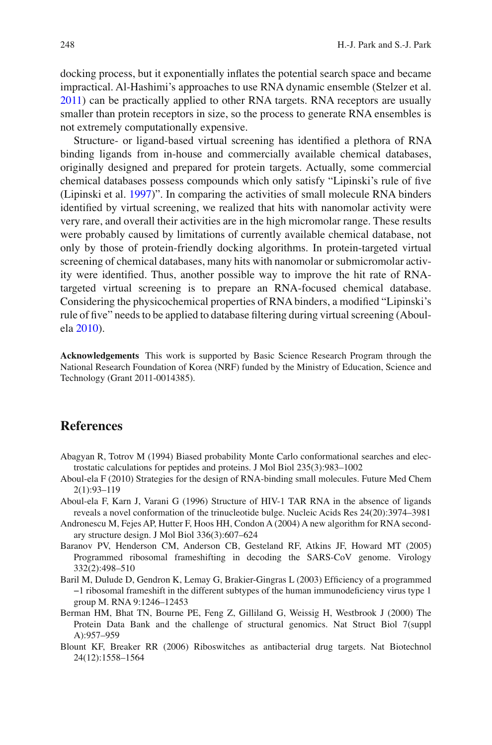docking process, but it exponentially inflates the potential search space and became impractical. Al-Hashimi's approaches to use RNA dynamic ensemble (Stelzer et al. 2011) can be practically applied to other RNA targets. RNA receptors are usually smaller than protein receptors in size, so the process to generate RNA ensembles is not extremely computationally expensive.

Structure- or ligand-based virtual screening has identified a plethora of RNA binding ligands from in-house and commercially available chemical databases, originally designed and prepared for protein targets. Actually, some commercial chemical databases possess compounds which only satisfy "Lipinski's rule of five (Lipinski et al. 1997)". In comparing the activities of small molecule RNA binders identified by virtual screening, we realized that hits with nanomolar activity were very rare, and overall their activities are in the high micromolar range. These results were probably caused by limitations of currently available chemical database, not only by those of protein-friendly docking algorithms. In protein-targeted virtual screening of chemical databases, many hits with nanomolar or submicromolar activity were identified. Thus, another possible way to improve the hit rate of RNA-targeted virtual screening is to prepare an RNA-focused chemical database. Considering the physicochemical properties of RNA binders, a modified "Lipinski's rule of five" needs to be applied to database filtering during virtual screening (Aboul-ela 2010).

**Acknowledgements** This work is supported by Basic Science Research Program through the National Research Foundation of Korea (NRF) funded by the Ministry of Education, Science and Technology (Grant 2011-0014385).

## References

Abagyan R, Totrov M (1994) Biased probability Monte Carlo conformational searches and electrostatic calculations for peptides and proteins. J Mol Biol 235(3):983–1002

Aboul-ela F (2010) Strategies for the design of RNA-binding small molecules. Future Med Chem 2(1):93–119

Aboul-ela F, Karn J, Varani G (1996) Structure of HIV-1 TAR RNA in the absence of ligands reveals a novel conformation of the trinucleotide bulge. Nucleic Acids Res 24(20):3974–3981

Andronescu M, Fejes AP, Hutter F, Hoos HH, Condon A (2004) A new algorithm for RNA secondary structure design. J Mol Biol 336(3):607–624

Baranov PV, Henderson CM, Anderson CB, Gesteland RF, Atkins JF, Howard MT (2005) Programmed ribosomal frameshifting in decoding the SARS-CoV genome. Virology 332(2):498–510

Baril M, Dulude D, Gendron K, Lemay G, Brakier-Gingras L (2003) Efficiency of a programmed −1 ribosomal frameshift in the different subtypes of the human immunodeficiency virus type 1 group M. RNA 9:1246–12453

Berman HM, Bhat TN, Bourne PE, Feng Z, Gilliland G, Weissig H, Westbrook J (2000) The Protein Data Bank and the challenge of structural genomics. Nat Struct Biol 7(suppl A):957–959

Blount KF, Breaker RR (2006) Riboswitches as antibacterial drug targets. Nat Biotechnol 24(12):1558–1564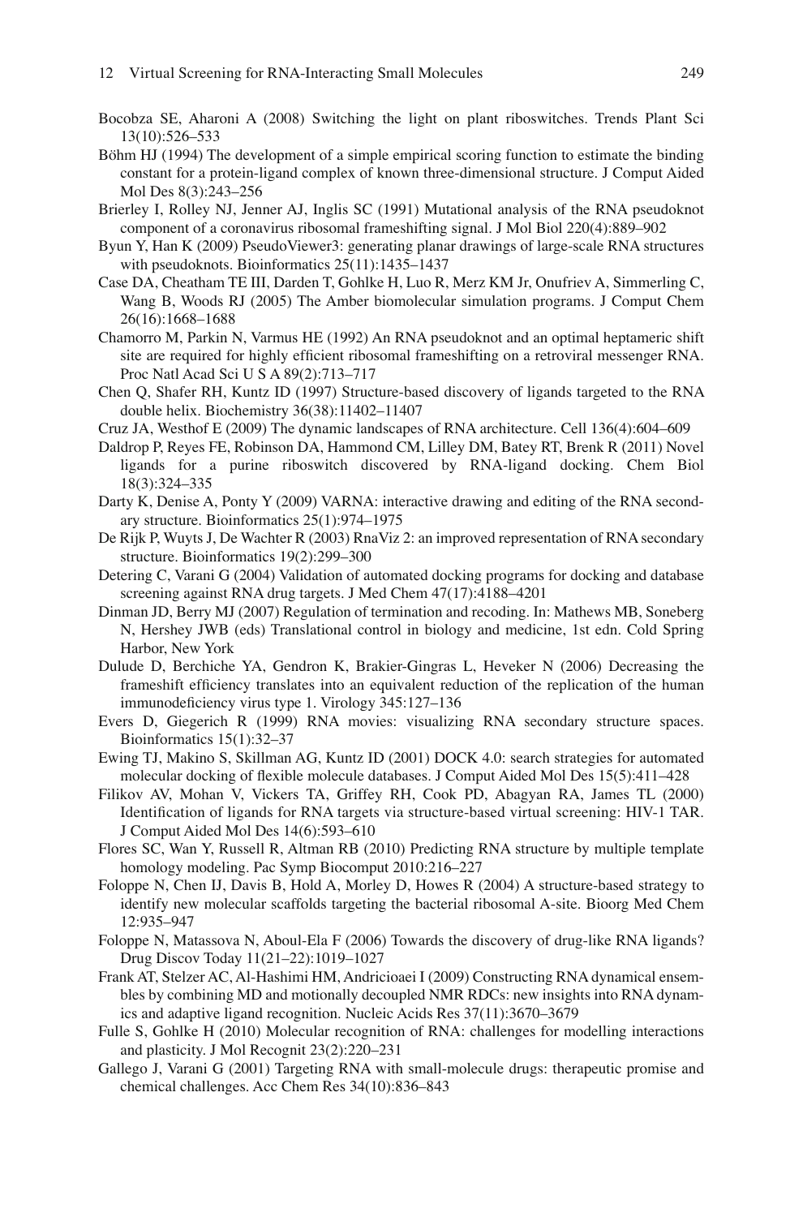Bocobza SE, Aharoni A (2008) Switching the light on plant riboswitches. Trends Plant Sci 13(10):526–533

Böhm HJ (1994) The development of a simple empirical scoring function to estimate the binding constant for a protein-ligand complex of known three-dimensional structure. J Comput Aided Mol Des 8(3):243–256

Brierley I, Rolley NJ, Jenner AJ, Inglis SC (1991) Mutational analysis of the RNA pseudoknot component of a coronavirus ribosomal frameshifting signal. J Mol Biol 220(4):889–902

Byun Y, Han K (2009) PseudoViewer3: generating planar drawings of large-scale RNA structures with pseudoknots. Bioinformatics 25(11):1435–1437

Case DA, Cheatham TE III, Darden T, Gohlke H, Luo R, Merz KM Jr, Onufriev A, Simmerling C, Wang B, Woods RJ (2005) The Amber biomolecular simulation programs. J Comput Chem 26(16):1668–1688

Chamorro M, Parkin N, Varmus HE (1992) An RNA pseudoknot and an optimal heptameric shift site are required for highly efficient ribosomal frameshifting on a retroviral messenger RNA. Proc Natl Acad Sci U S A 89(2):713–717

Chen Q, Shafer RH, Kuntz ID (1997) Structure-based discovery of ligands targeted to the RNA double helix. Biochemistry 36(38):11402–11407

Cruz JA, Westhof E (2009) The dynamic landscapes of RNA architecture. Cell 136(4):604–609

Daldrop P, Reyes FE, Robinson DA, Hammond CM, Lilley DM, Batey RT, Brenk R (2011) Novel ligands for a purine riboswitch discovered by RNA-ligand docking. Chem Biol 18(3):324–335

Darty K, Denise A, Ponty Y (2009) VARNA: interactive drawing and editing of the RNA secondary structure. Bioinformatics 25(1):974–1975

De Rijk P, Wuyts J, De Wachter R (2003) RnaViz 2: an improved representation of RNA secondary structure. Bioinformatics 19(2):299–300

Detering C, Varani G (2004) Validation of automated docking programs for docking and database screening against RNA drug targets. J Med Chem 47(17):4188–4201

Dinman JD, Berry MJ (2007) Regulation of termination and recoding. In: Mathews MB, Soneberg N, Hershey JWB (eds) Translational control in biology and medicine, 1st edn. Cold Spring Harbor, New York

Dulude D, Berchiche YA, Gendron K, Brakier-Gingras L, Heveker N (2006) Decreasing the frameshift efficiency translates into an equivalent reduction of the replication of the human immunodeficiency virus type 1. Virology 345:127–136

Evers D, Giegerich R (1999) RNA movies: visualizing RNA secondary structure spaces. Bioinformatics 15(1):32–37

Ewing TJ, Makino S, Skillman AG, Kuntz ID (2001) DOCK 4.0: search strategies for automated molecular docking of flexible molecule databases. J Comput Aided Mol Des 15(5):411–428

Filikov AV, Mohan V, Vickers TA, Griffey RH, Cook PD, Abagyan RA, James TL (2000) Identification of ligands for RNA targets via structure-based virtual screening: HIV-1 TAR. J Comput Aided Mol Des 14(6):593–610

Flores SC, Wan Y, Russell R, Altman RB (2010) Predicting RNA structure by multiple template homology modeling. Pac Symp Biocomput 2010:216–227

Foloppe N, Chen IJ, Davis B, Hold A, Morley D, Howes R (2004) A structure-based strategy to identify new molecular scaffolds targeting the bacterial ribosomal A-site. Bioorg Med Chem 12:935–947

Foloppe N, Matassova N, Aboul-Ela F (2006) Towards the discovery of drug-like RNA ligands? Drug Discov Today 11(21–22):1019–1027

Frank AT, Stelzer AC, Al-Hashimi HM, Andricioaei I (2009) Constructing RNA dynamical ensembles by combining MD and motionally decoupled NMR RDCs: new insights into RNA dynamics and adaptive ligand recognition. Nucleic Acids Res 37(11):3670–3679

Fulle S, Gohlke H (2010) Molecular recognition of RNA: challenges for modelling interactions and plasticity. J Mol Recognit 23(2):220–231

Gallego J, Varani G (2001) Targeting RNA with small-molecule drugs: therapeutic promise and chemical challenges. Acc Chem Res 34(10):836–843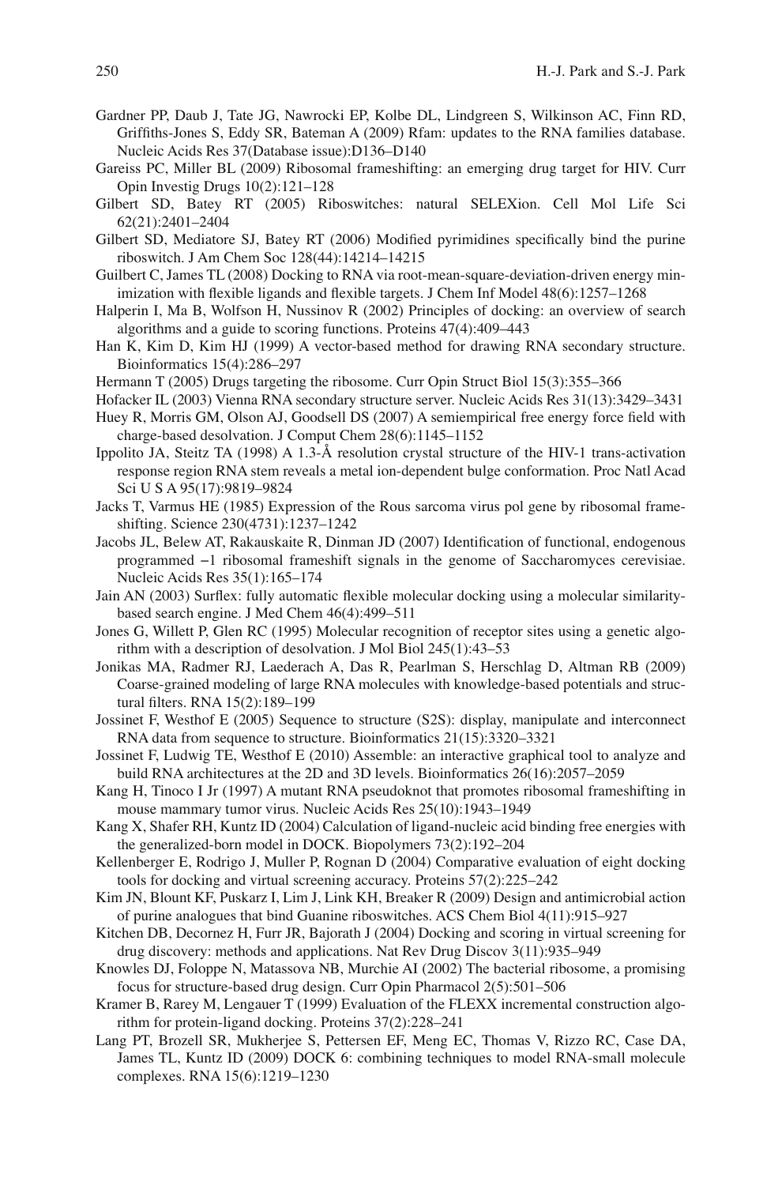Gardner PP, Daub J, Tate JG, Nawrocki EP, Kolbe DL, Lindgreen S, Wilkinson AC, Finn RD, Griffiths-Jones S, Eddy SR, Bateman A (2009) Rfam: updates to the RNA families database. Nucleic Acids Res 37(Database issue):D136–D140

Gareiss PC, Miller BL (2009) Ribosomal frameshifting: an emerging drug target for HIV. Curr Opin Investig Drugs 10(2):121–128

Gilbert SD, Batey RT (2005) Riboswitches: natural SELEXion. Cell Mol Life Sci 62(21):2401–2404

Gilbert SD, Mediatore SJ, Batey RT (2006) Modified pyrimidines specifically bind the purine riboswitch. J Am Chem Soc 128(44):14214–14215

Guilbert C, James TL (2008) Docking to RNA via root-mean-square-deviation-driven energy minimization with flexible ligands and flexible targets. J Chem Inf Model 48(6):1257–1268

Halperin I, Ma B, Wolfson H, Nussinov R (2002) Principles of docking: an overview of search algorithms and a guide to scoring functions. Proteins 47(4):409–443

Han K, Kim D, Kim HJ (1999) A vector-based method for drawing RNA secondary structure. Bioinformatics 15(4):286–297

Hermann T (2005) Drugs targeting the ribosome. Curr Opin Struct Biol 15(3):355–366

Hofacker IL (2003) Vienna RNA secondary structure server. Nucleic Acids Res 31(13):3429–3431

Huey R, Morris GM, Olson AJ, Goodsell DS (2007) A semiempirical free energy force field with charge-based desolvation. J Comput Chem 28(6):1145–1152

Ippolito JA, Steitz TA (1998) A 1.3-Å resolution crystal structure of the HIV-1 trans-activation response region RNA stem reveals a metal ion-dependent bulge conformation. Proc Natl Acad Sci U S A 95(17):9819–9824

Jacks T, Varmus HE (1985) Expression of the Rous sarcoma virus pol gene by ribosomal frameshifting. Science 230(4731):1237–1242

Jacobs JL, Belew AT, Rakauskaite R, Dinman JD (2007) Identification of functional, endogenous programmed −1 ribosomal frameshift signals in the genome of Saccharomyces cerevisiae. Nucleic Acids Res 35(1):165–174

Jain AN (2003) Surflex: fully automatic flexible molecular docking using a molecular similarity-based search engine. J Med Chem 46(4):499–511

Jones G, Willett P, Glen RC (1995) Molecular recognition of receptor sites using a genetic algorithm with a description of desolvation. J Mol Biol 245(1):43–53

Jonikas MA, Radmer RJ, Laederach A, Das R, Pearlman S, Herschlag D, Altman RB (2009) Coarse-grained modeling of large RNA molecules with knowledge-based potentials and structural filters. RNA 15(2):189–199

Jossinet F, Westhof E (2005) Sequence to structure (S2S): display, manipulate and interconnect RNA data from sequence to structure. Bioinformatics 21(15):3320–3321

Jossinet F, Ludwig TE, Westhof E (2010) Assemble: an interactive graphical tool to analyze and build RNA architectures at the 2D and 3D levels. Bioinformatics 26(16):2057–2059

Kang H, Tinoco I Jr (1997) A mutant RNA pseudoknot that promotes ribosomal frameshifting in mouse mammary tumor virus. Nucleic Acids Res 25(10):1943–1949

Kang X, Shafer RH, Kuntz ID (2004) Calculation of ligand-nucleic acid binding free energies with the generalized-born model in DOCK. Biopolymers 73(2):192–204

Kellenberger E, Rodrigo J, Muller P, Rognan D (2004) Comparative evaluation of eight docking tools for docking and virtual screening accuracy. Proteins 57(2):225–242

Kim JN, Blount KF, Puskarz I, Lim J, Link KH, Breaker R (2009) Design and antimicrobial action of purine analogues that bind Guanine riboswitches. ACS Chem Biol 4(11):915–927

Kitchen DB, Decornez H, Furr JR, Bajorath J (2004) Docking and scoring in virtual screening for drug discovery: methods and applications. Nat Rev Drug Discov 3(11):935–949

Knowles DJ, Foloppe N, Matassova NB, Murchie AI (2002) The bacterial ribosome, a promising focus for structure-based drug design. Curr Opin Pharmacol 2(5):501–506

Kramer B, Rarey M, Lengauer T (1999) Evaluation of the FLEXX incremental construction algorithm for protein-ligand docking. Proteins 37(2):228–241

Lang PT, Brozell SR, Mukherjee S, Pettersen EF, Meng EC, Thomas V, Rizzo RC, Case DA, James TL, Kuntz ID (2009) DOCK 6: combining techniques to model RNA-small molecule complexes. RNA 15(6):1219–1230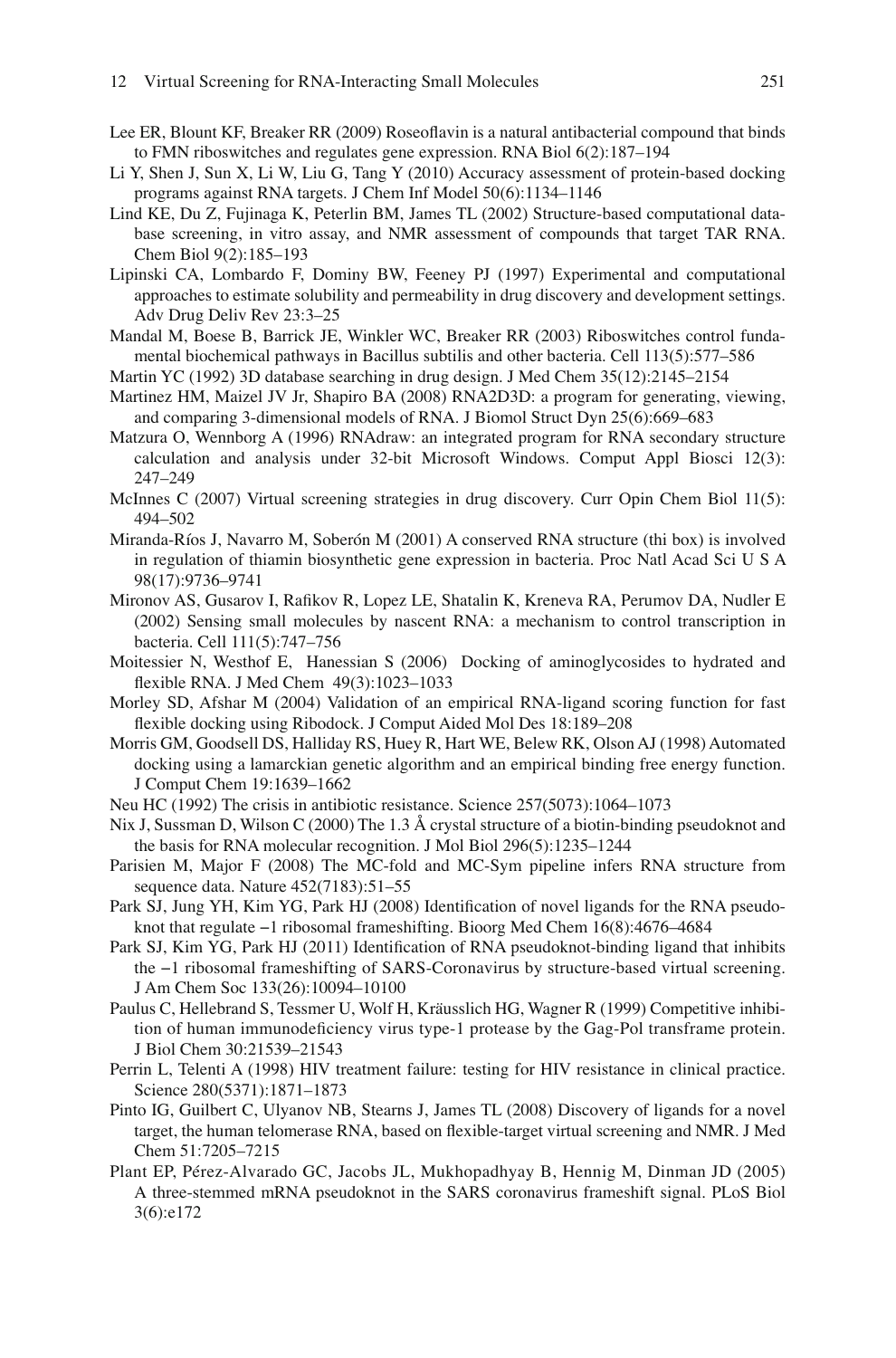Lee ER, Blount KF, Breaker RR (2009) Roseoflavin is a natural antibacterial compound that binds to FMN riboswitches and regulates gene expression. RNA Biol 6(2):187–194

Li Y, Shen J, Sun X, Li W, Liu G, Tang Y (2010) Accuracy assessment of protein-based docking programs against RNA targets. J Chem Inf Model 50(6):1134–1146

Lind KE, Du Z, Fujinaga K, Peterlin BM, James TL (2002) Structure-based computational database screening, in vitro assay, and NMR assessment of compounds that target TAR RNA. Chem Biol 9(2):185–193

Lipinski CA, Lombardo F, Dominy BW, Feeney PJ (1997) Experimental and computational approaches to estimate solubility and permeability in drug discovery and development settings. Adv Drug Deliv Rev 23:3–25

Mandal M, Boese B, Barrick JE, Winkler WC, Breaker RR (2003) Riboswitches control fundamental biochemical pathways in Bacillus subtilis and other bacteria. Cell 113(5):577–586

Martin YC (1992) 3D database searching in drug design. J Med Chem 35(12):2145–2154

Martinez HM, Maizel JV Jr, Shapiro BA (2008) RNA2D3D: a program for generating, viewing, and comparing 3-dimensional models of RNA. J Biomol Struct Dyn 25(6):669–683

Matzura O, Wennborg A (1996) RNAdraw: an integrated program for RNA secondary structure calculation and analysis under 32-bit Microsoft Windows. Comput Appl Biosci 12(3): 247–249

McInnes C (2007) Virtual screening strategies in drug discovery. Curr Opin Chem Biol 11(5): 494–502

Miranda-Ríos J, Navarro M, Soberón M (2001) A conserved RNA structure (thi box) is involved in regulation of thiamin biosynthetic gene expression in bacteria. Proc Natl Acad Sci U S A 98(17):9736–9741

Mironov AS, Gusarov I, Rafikov R, Lopez LE, Shatalin K, Kreneva RA, Perumov DA, Nudler E (2002) Sensing small molecules by nascent RNA: a mechanism to control transcription in bacteria. Cell 111(5):747–756

Moitessier N, Westhof E, Hanessian S (2006) Docking of aminoglycosides to hydrated and flexible RNA. J Med Chem 49(3):1023–1033

Morley SD, Afshar M (2004) Validation of an empirical RNA-ligand scoring function for fast flexible docking using Ribodock. J Comput Aided Mol Des 18:189–208

Morris GM, Goodsell DS, Halliday RS, Huey R, Hart WE, Belew RK, Olson AJ (1998) Automated docking using a lamarckian genetic algorithm and an empirical binding free energy function. J Comput Chem 19:1639–1662

Neu HC (1992) The crisis in antibiotic resistance. Science 257(5073):1064–1073

Nix J, Sussman D, Wilson C (2000) The 1.3 Å crystal structure of a biotin-binding pseudoknot and the basis for RNA molecular recognition. J Mol Biol 296(5):1235–1244

Parisien M, Major F (2008) The MC-fold and MC-Sym pipeline infers RNA structure from sequence data. Nature 452(7183):51–55

Park SJ, Jung YH, Kim YG, Park HJ (2008) Identification of novel ligands for the RNA pseudoknot that regulate −1 ribosomal frameshifting. Bioorg Med Chem 16(8):4676–4684

Park SJ, Kim YG, Park HJ (2011) Identification of RNA pseudoknot-binding ligand that inhibits the −1 ribosomal frameshifting of SARS-Coronavirus by structure-based virtual screening. J Am Chem Soc 133(26):10094–10100

Paulus C, Hellebrand S, Tessmer U, Wolf H, Kräusslich HG, Wagner R (1999) Competitive inhibition of human immunodeficiency virus type-1 protease by the Gag-Pol transframe protein. J Biol Chem 30:21539–21543

Perrin L, Telenti A (1998) HIV treatment failure: testing for HIV resistance in clinical practice. Science 280(5371):1871–1873

Pinto IG, Guilbert C, Ulyanov NB, Stearns J, James TL (2008) Discovery of ligands for a novel target, the human telomerase RNA, based on flexible-target virtual screening and NMR. J Med Chem 51:7205–7215

Plant EP, Pérez-Alvarado GC, Jacobs JL, Mukhopadhyay B, Hennig M, Dinman JD (2005) A three-stemmed mRNA pseudoknot in the SARS coronavirus frameshift signal. PLoS Biol 3(6):e172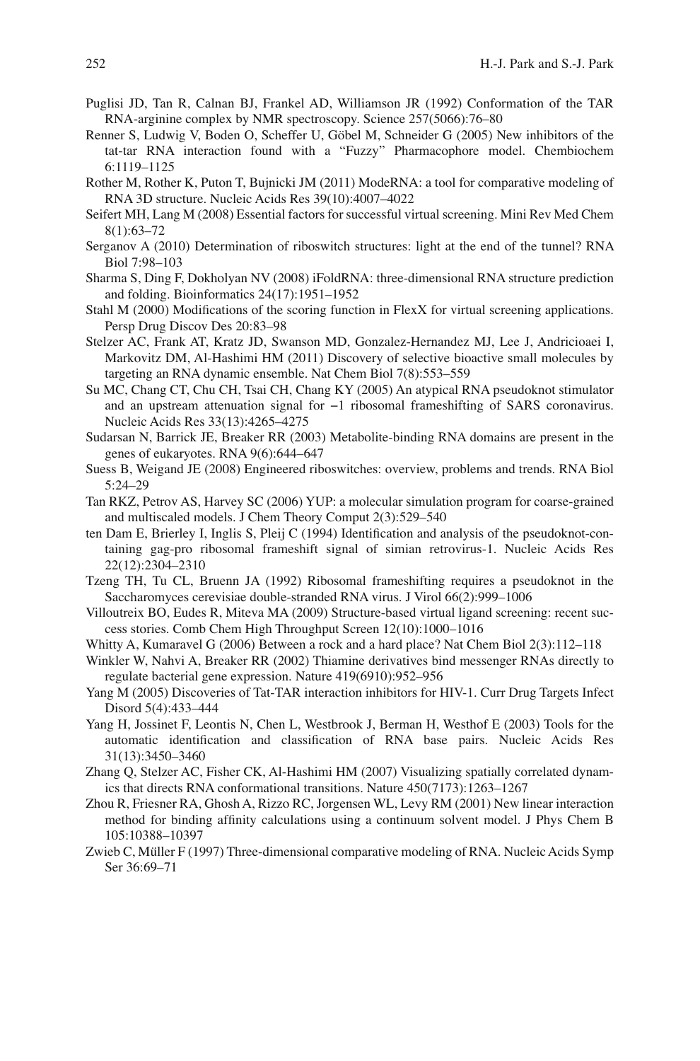Puglisi JD, Tan R, Calnan BJ, Frankel AD, Williamson JR (1992) Conformation of the TAR RNA-arginine complex by NMR spectroscopy. Science 257(5066):76–80

Renner S, Ludwig V, Boden O, Scheffer U, Göbel M, Schneider G (2005) New inhibitors of the tat-tar RNA interaction found with a "Fuzzy" Pharmacophore model. Chembiochem 6:1119–1125

Rother M, Rother K, Puton T, Bujnicki JM (2011) ModeRNA: a tool for comparative modeling of RNA 3D structure. Nucleic Acids Res 39(10):4007–4022

Seifert MH, Lang M (2008) Essential factors for successful virtual screening. Mini Rev Med Chem 8(1):63–72

Serganov A (2010) Determination of riboswitch structures: light at the end of the tunnel? RNA Biol 7:98–103

Sharma S, Ding F, Dokholyan NV (2008) iFoldRNA: three-dimensional RNA structure prediction and folding. Bioinformatics 24(17):1951–1952

Stahl M (2000) Modifications of the scoring function in FlexX for virtual screening applications. Persp Drug Discov Des 20:83–98

Stelzer AC, Frank AT, Kratz JD, Swanson MD, Gonzalez-Hernandez MJ, Lee J, Andricioaei I, Markovitz DM, Al-Hashimi HM (2011) Discovery of selective bioactive small molecules by targeting an RNA dynamic ensemble. Nat Chem Biol 7(8):553–559

Su MC, Chang CT, Chu CH, Tsai CH, Chang KY (2005) An atypical RNA pseudoknot stimulator and an upstream attenuation signal for −1 ribosomal frameshifting of SARS coronavirus. Nucleic Acids Res 33(13):4265–4275

Sudarsan N, Barrick JE, Breaker RR (2003) Metabolite-binding RNA domains are present in the genes of eukaryotes. RNA 9(6):644–647

Suess B, Weigand JE (2008) Engineered riboswitches: overview, problems and trends. RNA Biol 5:24–29

Tan RKZ, Petrov AS, Harvey SC (2006) YUP: a molecular simulation program for coarse-grained and multiscaled models. J Chem Theory Comput 2(3):529–540

ten Dam E, Brierley I, Inglis S, Pleij C (1994) Identification and analysis of the pseudoknot-containing gag-pro ribosomal frameshift signal of simian retrovirus-1. Nucleic Acids Res 22(12):2304–2310

Tzeng TH, Tu CL, Bruenn JA (1992) Ribosomal frameshifting requires a pseudoknot in the Saccharomyces cerevisiae double-stranded RNA virus. J Virol 66(2):999–1006

Villoutreix BO, Eudes R, Miteva MA (2009) Structure-based virtual ligand screening: recent success stories. Comb Chem High Throughput Screen 12(10):1000–1016

Whitty A, Kumaravel G (2006) Between a rock and a hard place? Nat Chem Biol 2(3):112–118

Winkler W, Nahvi A, Breaker RR (2002) Thiamine derivatives bind messenger RNAs directly to regulate bacterial gene expression. Nature 419(6910):952–956

Yang M (2005) Discoveries of Tat-TAR interaction inhibitors for HIV-1. Curr Drug Targets Infect Disord 5(4):433–444

Yang H, Jossinet F, Leontis N, Chen L, Westbrook J, Berman H, Westhof E (2003) Tools for the automatic identification and classification of RNA base pairs. Nucleic Acids Res 31(13):3450–3460

Zhang Q, Stelzer AC, Fisher CK, Al-Hashimi HM (2007) Visualizing spatially correlated dynamics that directs RNA conformational transitions. Nature 450(7173):1263–1267

Zhou R, Friesner RA, Ghosh A, Rizzo RC, Jorgensen WL, Levy RM (2001) New linear interaction method for binding affinity calculations using a continuum solvent model. J Phys Chem B 105:10388–10397

Zwieb C, Müller F (1997) Three-dimensional comparative modeling of RNA. Nucleic Acids Symp Ser 36:69–71